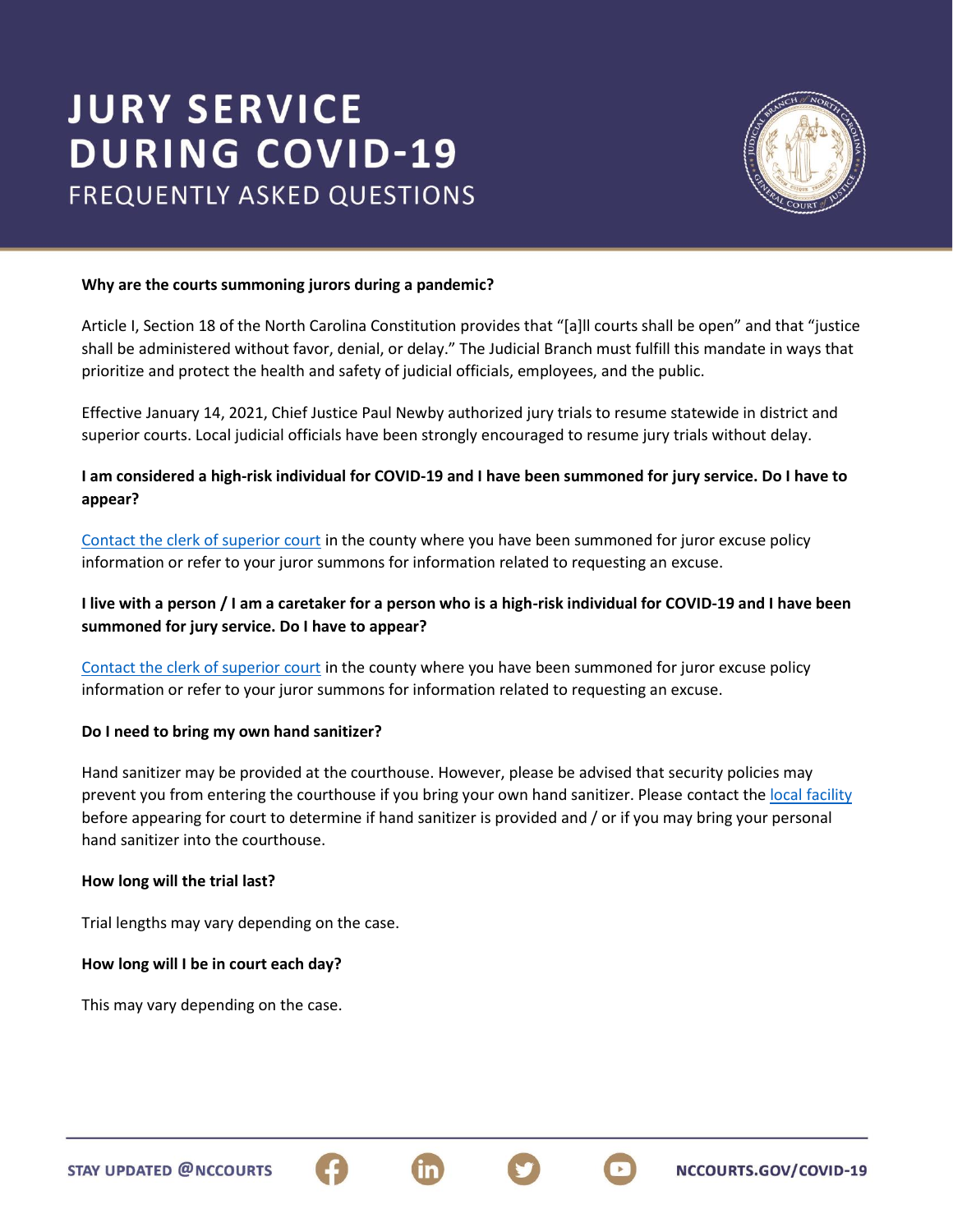# JURY SERVICE DURING COVID-19

## FREQUENTLY ASKED QUESTIONS

**Why are the courts summoning jurors during a pandemic?**

Article I, Section 18 of the North Carolina Constitution provides that "[a]ll courts shall be open" and that "justice shall be administered without favor, denial, or delay." The Judicial Branch must fulfill this mandate in ways that prioritize and protect the health and safety of judicial officials, employees, and the public.

Effective January 14, 2021, Chief Justice Paul Newby authorized jury trials to resume statewide in district and superior courts. Local judicial officials have been strongly encouraged to resume jury trials without delay.

**I am considered a high-risk individual for COVID-19 and I have been summoned for jury service. Do I have to appear?**

Contact the clerk of superior court in the county where you have been summoned for juror excuse policy information or refer to your juror summons for information related to requesting an excuse.

**I live with a person / I am a caretaker for a person who is a high-risk individual for COVID-19 and I have been summoned for jury service. Do I have to appear?**

Contact the clerk of superior court in the county where you have been summoned for juror excuse policy information or refer to your juror summons for information related to requesting an excuse.

**Do I need to bring my own hand sanitizer?**

Hand sanitizer may be provided at the courthouse. However, please be advised that security policies may prevent you from entering the courthouse if you bring your own hand sanitizer. Please contact the local facility before appearing for court to determine if hand sanitizer is provided and / or if you may bring your personal hand sanitizer into the courthouse.

**How long will the trial last?**

Trial lengths may vary depending on the case.

**How long will I be in court each day?**

This may vary depending on the case.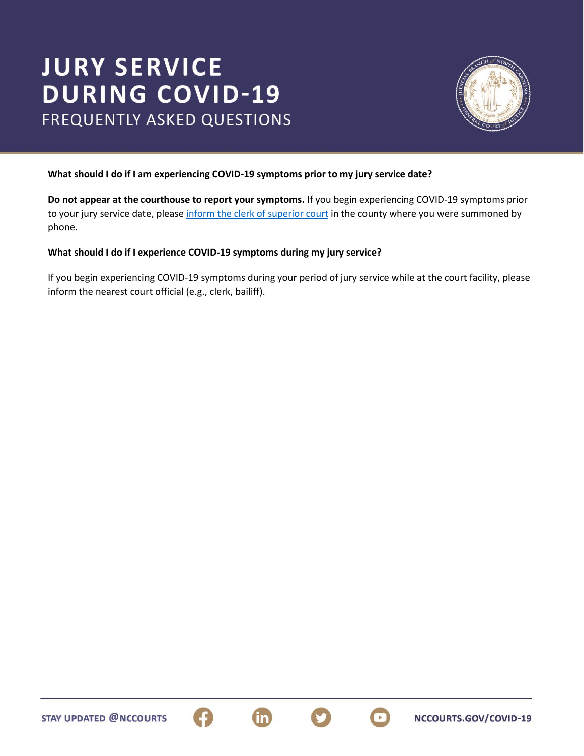# JURY SERVICE DURING COVID-19

## FREQUENTLY ASKED QUESTIONS

**What should I do if I am experiencing COVID-19 symptoms prior to my jury service date?**

**Do not appear at the courthouse to report your symptoms.** If you begin experiencing COVID-19 symptoms prior to your jury service date, please inform the clerk of superior court in the county where you were summoned by phone.

**What should I do if I experience COVID-19 symptoms during my jury service?**

If you begin experiencing COVID-19 symptoms during your period of jury service while at the court facility, please inform the nearest court official (e.g., clerk, bailiff).

STAY UPDATED @NCCOURTS NCCOURTS.GOV/COVID-19